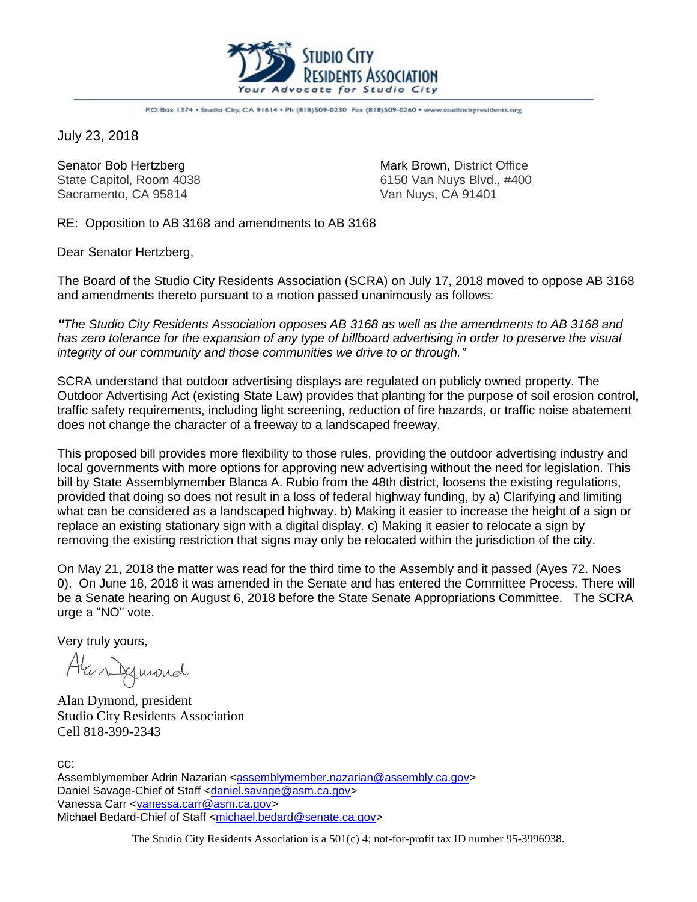**Studio City Residents Association**

*Your Advocate for Studio City*

P.O. Box 1374 • Studio City, CA 91614 • Ph (818)509-0230 Fax (818)509-0260 • www.studiocityresidents.org

July 23, 2018

Senator Bob Hertzberg
State Capitol, Room 4038
Sacramento, CA 95814

Mark Brown, District Office
6150 Van Nuys Blvd., #400
Van Nuys, CA 91401

RE: Opposition to AB 3168 and amendments to AB 3168

Dear Senator Hertzberg,

The Board of the Studio City Residents Association (SCRA) on July 17, 2018 moved to oppose AB 3168 and amendments thereto pursuant to a motion passed unanimously as follows:

*"The Studio City Residents Association opposes AB 3168 as well as the amendments to AB 3168 and has zero tolerance for the expansion of any type of billboard advertising in order to preserve the visual integrity of our community and those communities we drive to or through."*

SCRA understand that outdoor advertising displays are regulated on publicly owned property. The Outdoor Advertising Act (existing State Law) provides that planting for the purpose of soil erosion control, traffic safety requirements, including light screening, reduction of fire hazards, or traffic noise abatement does not change the character of a freeway to a landscaped freeway.

This proposed bill provides more flexibility to those rules, providing the outdoor advertising industry and local governments with more options for approving new advertising without the need for legislation. This bill by State Assemblymember Blanca A. Rubio from the 48th district, loosens the existing regulations, provided that doing so does not result in a loss of federal highway funding, by a) Clarifying and limiting what can be considered as a landscaped highway. b) Making it easier to increase the height of a sign or replace an existing stationary sign with a digital display. c) Making it easier to relocate a sign by removing the existing restriction that signs may only be relocated within the jurisdiction of the city.

On May 21, 2018 the matter was read for the third time to the Assembly and it passed (Ayes 72. Noes 0). On June 18, 2018 it was amended in the Senate and has entered the Committee Process. There will be a Senate hearing on August 6, 2018 before the State Senate Appropriations Committee. The SCRA urge a "NO" vote.

Very truly yours,

Alan Dymond

Alan Dymond, president
Studio City Residents Association
Cell 818-399-2343

cc:
Assemblymember Adrin Nazarian <assemblymember.nazarian@assembly.ca.gov>
Daniel Savage-Chief of Staff <daniel.savage@asm.ca.gov>
Vanessa Carr <vanessa.carr@asm.ca.gov>
Michael Bedard-Chief of Staff <michael.bedard@senate.ca.gov>

The Studio City Residents Association is a 501(c) 4; not-for-profit tax ID number 95-3996938.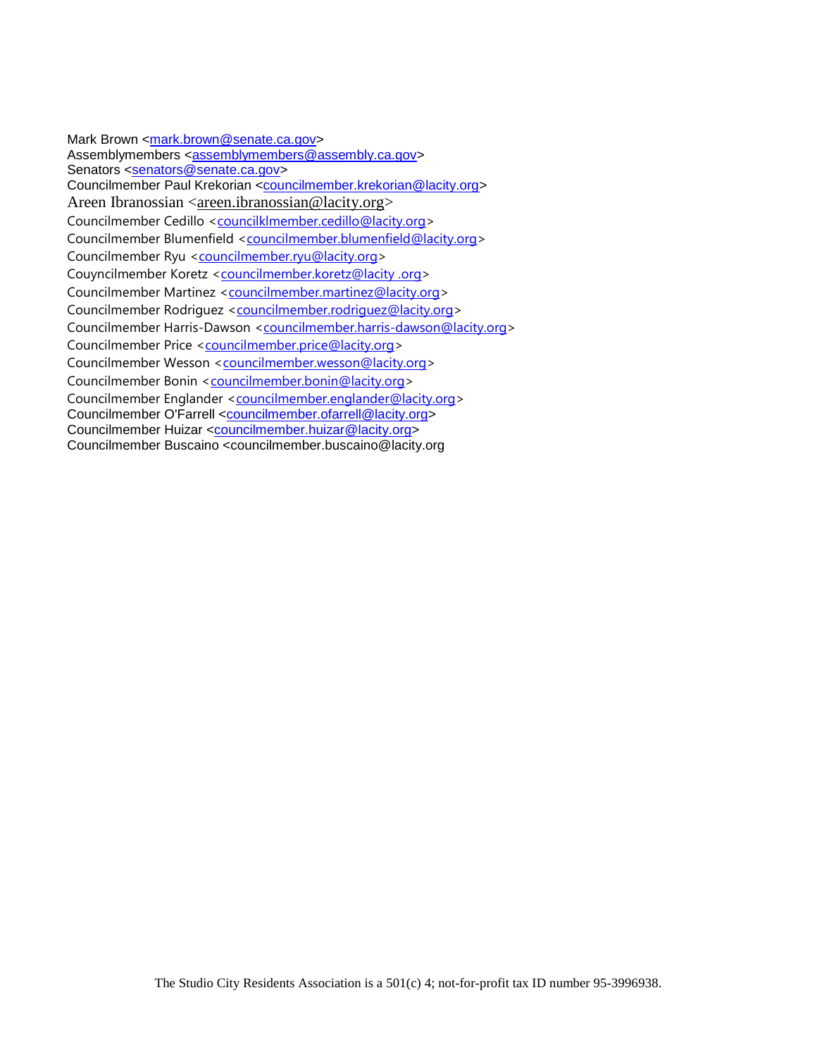Mark Brown <mark.brown@senate.ca.gov>
Assemblymembers <assemblymembers@assembly.ca.gov>
Senators <senators@senate.ca.gov>
Councilmember Paul Krekorian <councilmember.krekorian@lacity.org>
Areen Ibranossian <areen.ibranossian@lacity.org>
Councilmember Cedillo <councilklmember.cedillo@lacity.org>
Councilmember Blumenfield <councilmember.blumenfield@lacity.org>
Councilmember Ryu <councilmember.ryu@lacity.org>
Couyncilmember Koretz <councilmember.koretz@lacity .org>
Councilmember Martinez <councilmember.martinez@lacity.org>
Councilmember Rodriguez <councilmember.rodriguez@lacity.org>
Councilmember Harris-Dawson <councilmember.harris-dawson@lacity.org>
Councilmember Price <councilmember.price@lacity.org>
Councilmember Wesson <councilmember.wesson@lacity.org>
Councilmember Bonin <councilmember.bonin@lacity.org>
Councilmember Englander <councilmember.englander@lacity.org>
Councilmember O'Farrell <councilmember.ofarrell@lacity.org>
Councilmember Huizar <councilmember.huizar@lacity.org>
Councilmember Buscaino <councilmember.buscaino@lacity.org>

The Studio City Residents Association is a 501(c) 4; not-for-profit tax ID number 95-3996938.